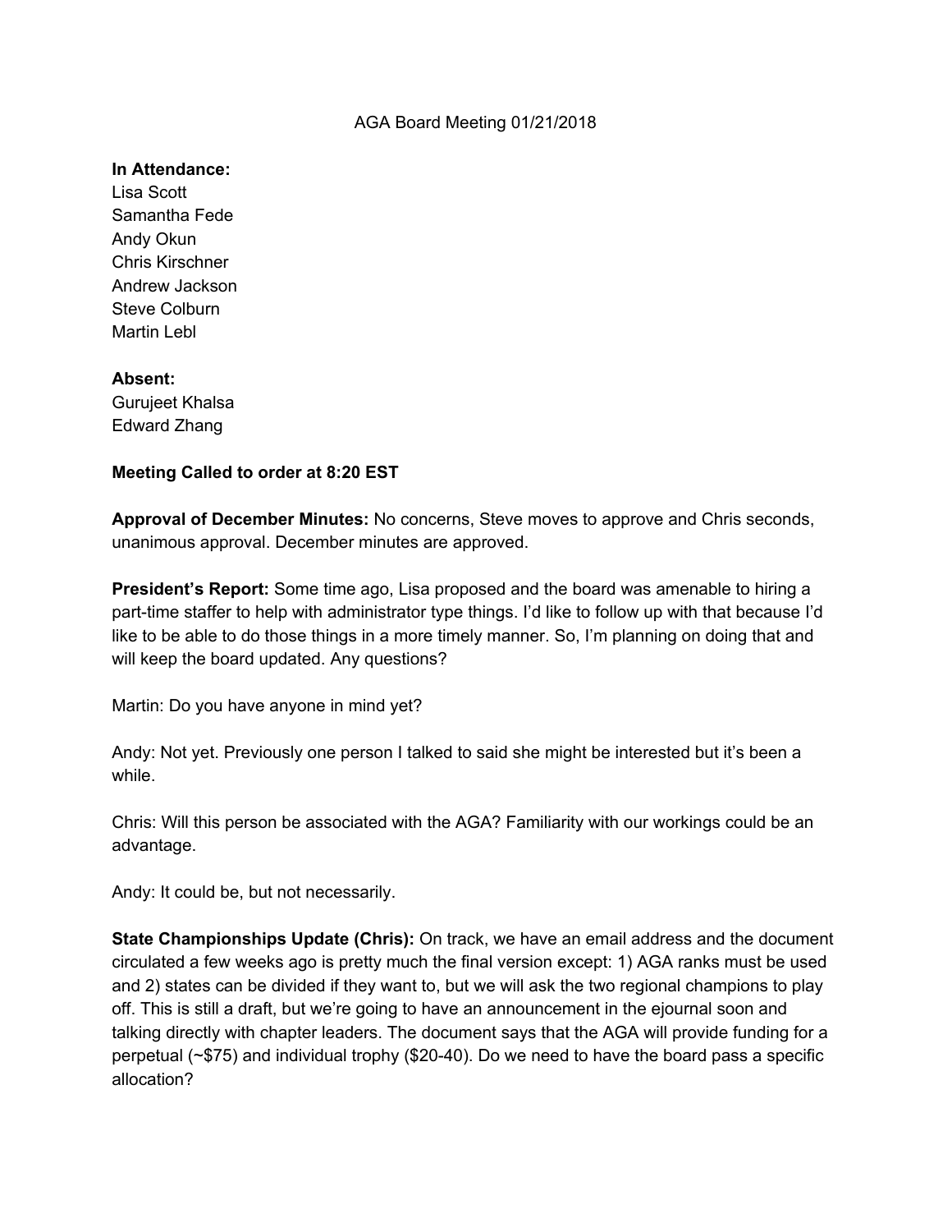AGA Board Meeting 01/21/2018

**In Attendance:**
Lisa Scott
Samantha Fede
Andy Okun
Chris Kirschner
Andrew Jackson
Steve Colburn
Martin Lebl

**Absent:**
Gurujeet Khalsa
Edward Zhang

**Meeting Called to order at 8:20 EST**

**Approval of December Minutes:** No concerns, Steve moves to approve and Chris seconds, unanimous approval. December minutes are approved.

**President's Report:** Some time ago, Lisa proposed and the board was amenable to hiring a part-time staffer to help with administrator type things. I'd like to follow up with that because I'd like to be able to do those things in a more timely manner. So, I'm planning on doing that and will keep the board updated. Any questions?

Martin: Do you have anyone in mind yet?

Andy: Not yet. Previously one person I talked to said she might be interested but it's been a while.

Chris: Will this person be associated with the AGA? Familiarity with our workings could be an advantage.

Andy: It could be, but not necessarily.

**State Championships Update (Chris):** On track, we have an email address and the document circulated a few weeks ago is pretty much the final version except: 1) AGA ranks must be used and 2) states can be divided if they want to, but we will ask the two regional champions to play off. This is still a draft, but we're going to have an announcement in the ejournal soon and talking directly with chapter leaders. The document says that the AGA will provide funding for a perpetual (~$75) and individual trophy ($20-40). Do we need to have the board pass a specific allocation?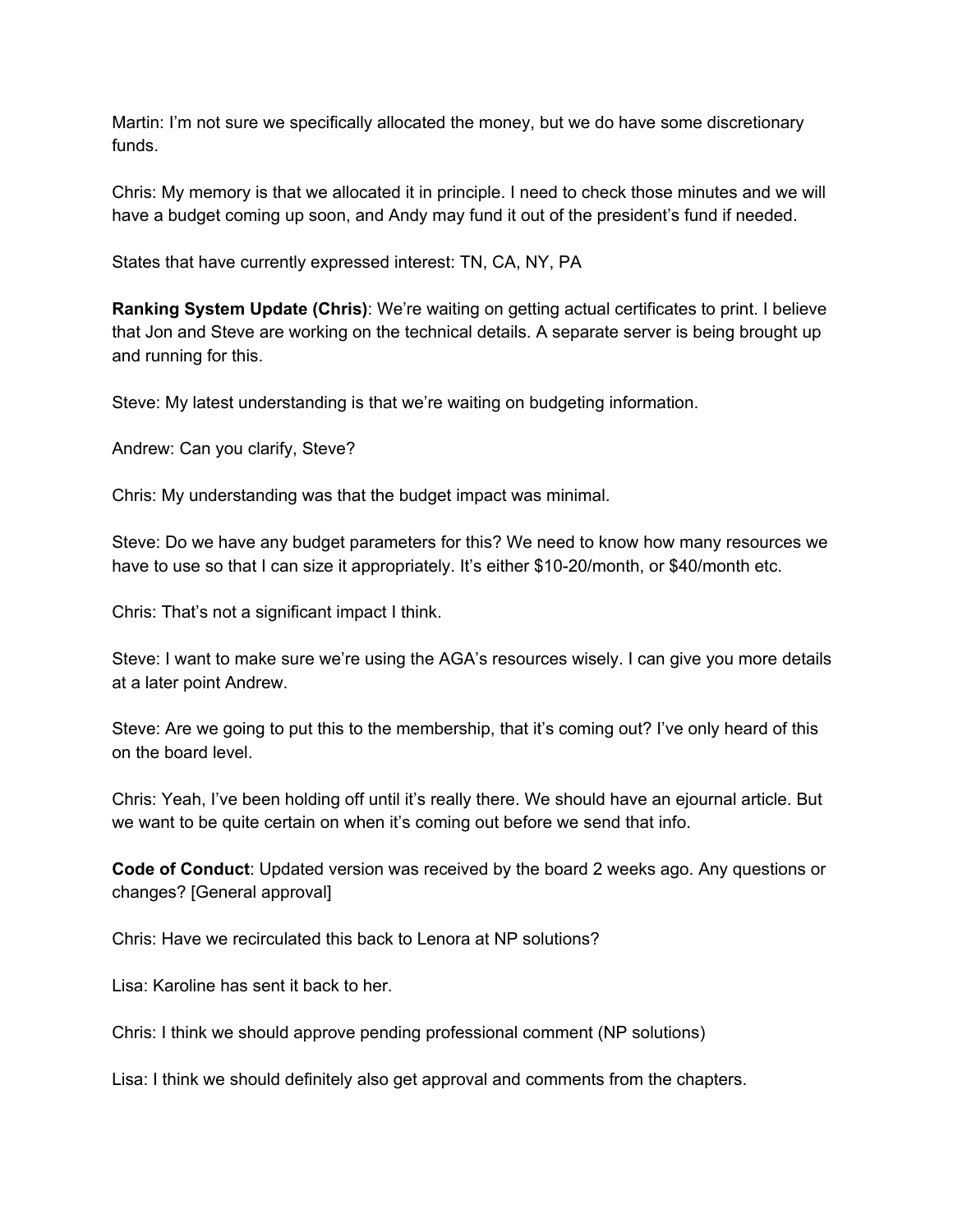Martin: I'm not sure we specifically allocated the money, but we do have some discretionary funds.

Chris: My memory is that we allocated it in principle. I need to check those minutes and we will have a budget coming up soon, and Andy may fund it out of the president's fund if needed.

States that have currently expressed interest: TN, CA, NY, PA

**Ranking System Update (Chris)**: We're waiting on getting actual certificates to print. I believe that Jon and Steve are working on the technical details. A separate server is being brought up and running for this.

Steve: My latest understanding is that we're waiting on budgeting information.

Andrew: Can you clarify, Steve?

Chris: My understanding was that the budget impact was minimal.

Steve: Do we have any budget parameters for this? We need to know how many resources we have to use so that I can size it appropriately. It's either $10-20/month, or $40/month etc.

Chris: That's not a significant impact I think.

Steve: I want to make sure we're using the AGA's resources wisely. I can give you more details at a later point Andrew.

Steve: Are we going to put this to the membership, that it's coming out? I've only heard of this on the board level.

Chris: Yeah, I've been holding off until it's really there. We should have an ejournal article. But we want to be quite certain on when it's coming out before we send that info.

**Code of Conduct**: Updated version was received by the board 2 weeks ago. Any questions or changes? [General approval]

Chris: Have we recirculated this back to Lenora at NP solutions?

Lisa: Karoline has sent it back to her.

Chris: I think we should approve pending professional comment (NP solutions)

Lisa: I think we should definitely also get approval and comments from the chapters.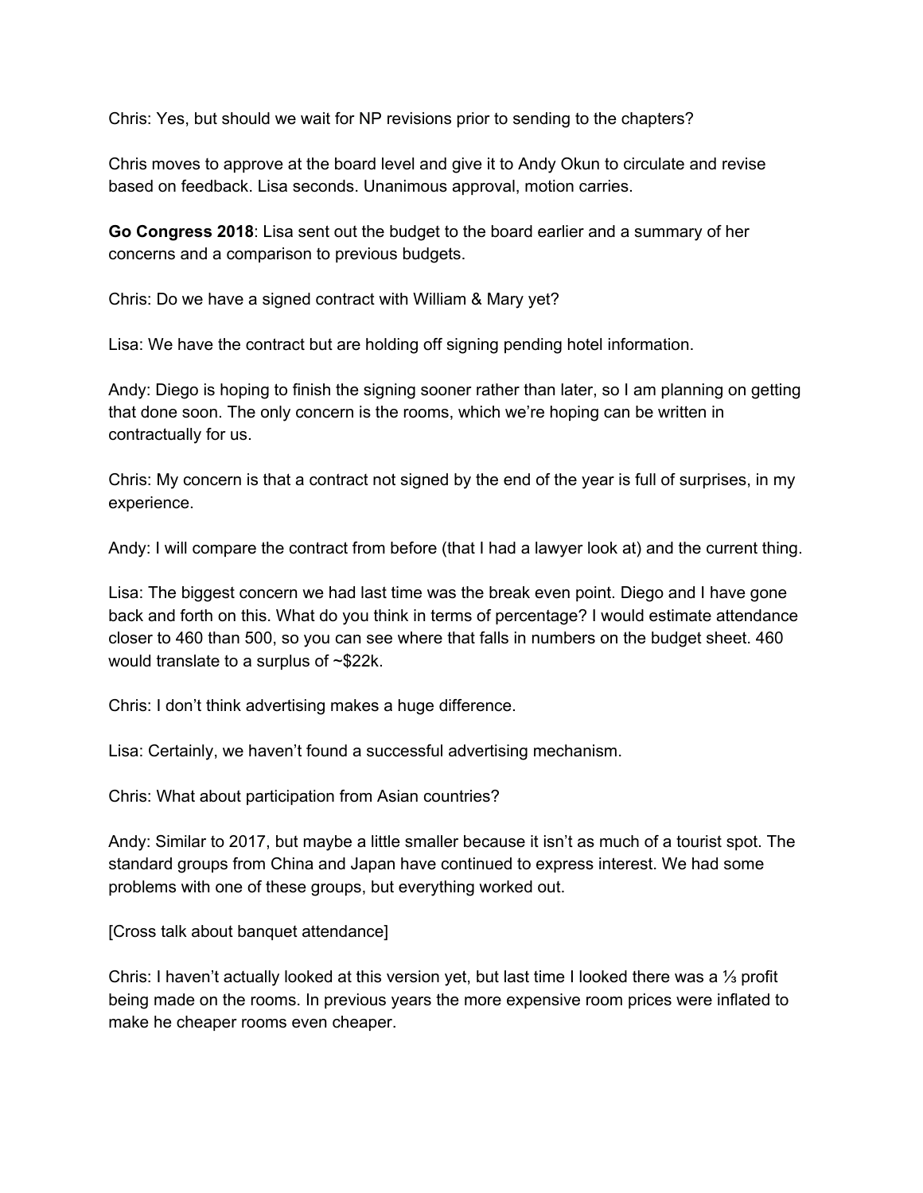Chris: Yes, but should we wait for NP revisions prior to sending to the chapters?

Chris moves to approve at the board level and give it to Andy Okun to circulate and revise based on feedback. Lisa seconds. Unanimous approval, motion carries.

**Go Congress 2018**: Lisa sent out the budget to the board earlier and a summary of her concerns and a comparison to previous budgets.

Chris: Do we have a signed contract with William & Mary yet?

Lisa: We have the contract but are holding off signing pending hotel information.

Andy: Diego is hoping to finish the signing sooner rather than later, so I am planning on getting that done soon. The only concern is the rooms, which we're hoping can be written in contractually for us.

Chris: My concern is that a contract not signed by the end of the year is full of surprises, in my experience.

Andy: I will compare the contract from before (that I had a lawyer look at) and the current thing.

Lisa: The biggest concern we had last time was the break even point. Diego and I have gone back and forth on this. What do you think in terms of percentage? I would estimate attendance closer to 460 than 500, so you can see where that falls in numbers on the budget sheet. 460 would translate to a surplus of ~$22k.

Chris: I don't think advertising makes a huge difference.

Lisa: Certainly, we haven't found a successful advertising mechanism.

Chris: What about participation from Asian countries?

Andy: Similar to 2017, but maybe a little smaller because it isn't as much of a tourist spot. The standard groups from China and Japan have continued to express interest. We had some problems with one of these groups, but everything worked out.

[Cross talk about banquet attendance]

Chris: I haven't actually looked at this version yet, but last time I looked there was a ⅓ profit being made on the rooms. In previous years the more expensive room prices were inflated to make he cheaper rooms even cheaper.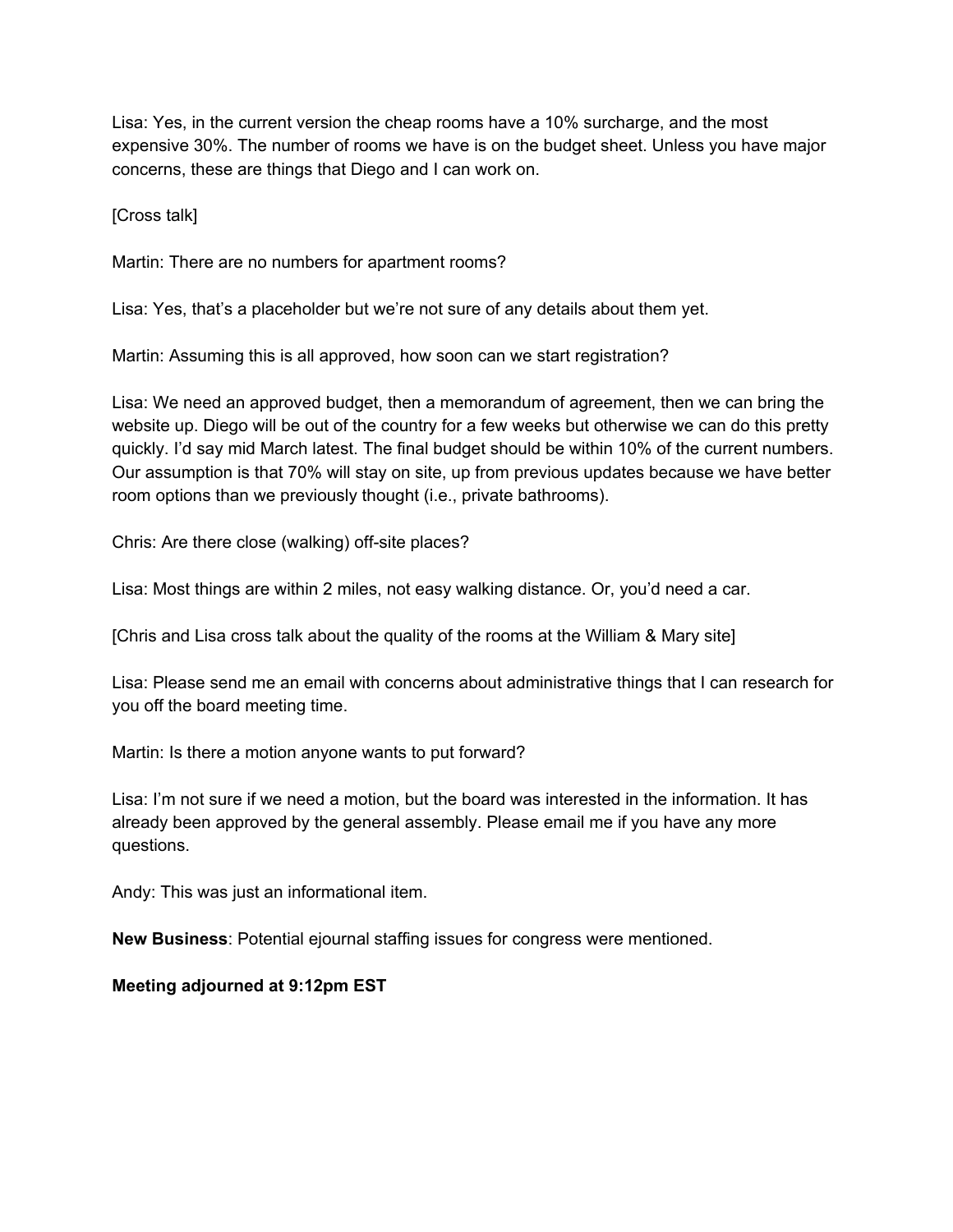Lisa: Yes, in the current version the cheap rooms have a 10% surcharge, and the most expensive 30%. The number of rooms we have is on the budget sheet. Unless you have major concerns, these are things that Diego and I can work on.

[Cross talk]

Martin: There are no numbers for apartment rooms?

Lisa: Yes, that's a placeholder but we're not sure of any details about them yet.

Martin: Assuming this is all approved, how soon can we start registration?

Lisa: We need an approved budget, then a memorandum of agreement, then we can bring the website up. Diego will be out of the country for a few weeks but otherwise we can do this pretty quickly. I'd say mid March latest. The final budget should be within 10% of the current numbers. Our assumption is that 70% will stay on site, up from previous updates because we have better room options than we previously thought (i.e., private bathrooms).

Chris: Are there close (walking) off-site places?

Lisa: Most things are within 2 miles, not easy walking distance. Or, you'd need a car.

[Chris and Lisa cross talk about the quality of the rooms at the William & Mary site]

Lisa: Please send me an email with concerns about administrative things that I can research for you off the board meeting time.

Martin: Is there a motion anyone wants to put forward?

Lisa: I'm not sure if we need a motion, but the board was interested in the information. It has already been approved by the general assembly. Please email me if you have any more questions.

Andy: This was just an informational item.

**New Business**: Potential ejournal staffing issues for congress were mentioned.

**Meeting adjourned at 9:12pm EST**